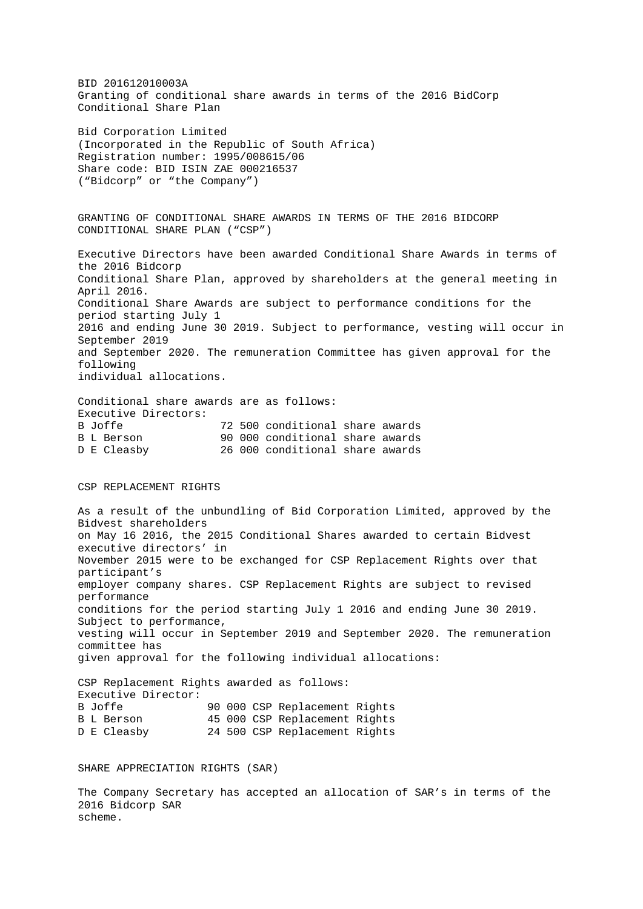BID 201612010003A
Granting of conditional share awards in terms of the 2016 BidCorp Conditional Share Plan

Bid Corporation Limited
(Incorporated in the Republic of South Africa)
Registration number: 1995/008615/06
Share code: BID ISIN ZAE 000216537
("Bidcorp" or "the Company")

## GRANTING OF CONDITIONAL SHARE AWARDS IN TERMS OF THE 2016 BIDCORP CONDITIONAL SHARE PLAN ("CSP")

Executive Directors have been awarded Conditional Share Awards in terms of the 2016 Bidcorp Conditional Share Plan, approved by shareholders at the general meeting in April 2016. Conditional Share Awards are subject to performance conditions for the period starting July 1 2016 and ending June 30 2019. Subject to performance, vesting will occur in September 2019 and September 2020. The remuneration Committee has given approval for the following individual allocations.

Conditional share awards are as follows:
Executive Directors:

| | |
|---|---|
| B Joffe | 72 500 conditional share awards |
| B L Berson | 90 000 conditional share awards |
| D E Cleasby | 26 000 conditional share awards |

## CSP REPLACEMENT RIGHTS

As a result of the unbundling of Bid Corporation Limited, approved by the Bidvest shareholders on May 16 2016, the 2015 Conditional Shares awarded to certain Bidvest executive directors' in November 2015 were to be exchanged for CSP Replacement Rights over that participant's employer company shares. CSP Replacement Rights are subject to revised performance conditions for the period starting July 1 2016 and ending June 30 2019. Subject to performance, vesting will occur in September 2019 and September 2020. The remuneration committee has given approval for the following individual allocations:

CSP Replacement Rights awarded as follows:
Executive Director:

| | |
|---|---|
| B Joffe | 90 000 CSP Replacement Rights |
| B L Berson | 45 000 CSP Replacement Rights |
| D E Cleasby | 24 500 CSP Replacement Rights |

## SHARE APPRECIATION RIGHTS (SAR)

The Company Secretary has accepted an allocation of SAR's in terms of the 2016 Bidcorp SAR scheme.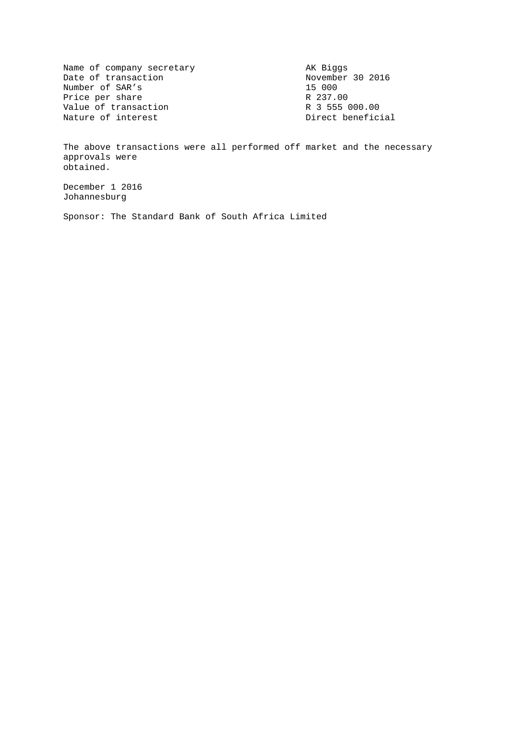| | |
|---|---|
| Name of company secretary | AK Biggs |
| Date of transaction | November 30 2016 |
| Number of SAR's | 15 000 |
| Price per share | R 237.00 |
| Value of transaction | R 3 555 000.00 |
| Nature of interest | Direct beneficial |

The above transactions were all performed off market and the necessary approvals were obtained.

December 1 2016
Johannesburg

Sponsor: The Standard Bank of South Africa Limited